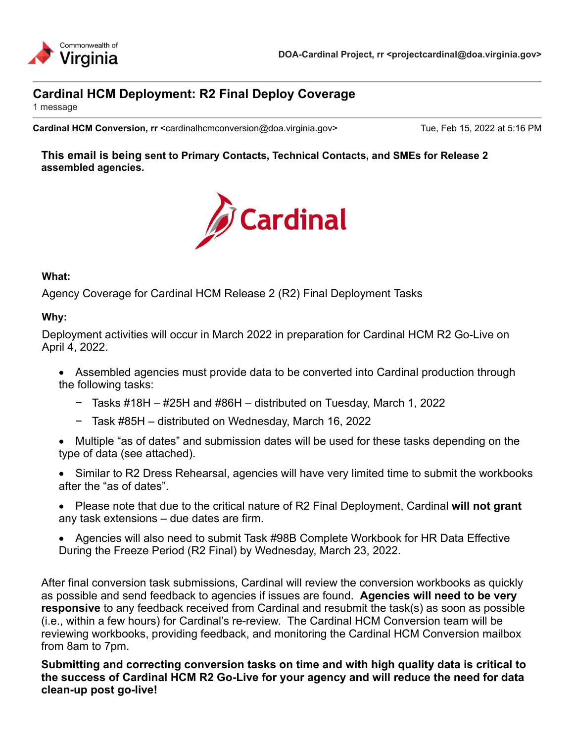Commonwealth of Virginia

**DOA-Cardinal Project, rr <projectcardinal@doa.virginia.gov>**

# Cardinal HCM Deployment: R2 Final Deploy Coverage

1 message

**Cardinal HCM Conversion, rr** <cardinalhcmconversion@doa.virginia.gov> Tue, Feb 15, 2022 at 5:16 PM

**This email is being sent to Primary Contacts, Technical Contacts, and SMEs for Release 2 assembled agencies.**

Cardinal

**What:**

Agency Coverage for Cardinal HCM Release 2 (R2) Final Deployment Tasks

**Why:**

Deployment activities will occur in March 2022 in preparation for Cardinal HCM R2 Go-Live on April 4, 2022.

- Assembled agencies must provide data to be converted into Cardinal production through the following tasks:
  - Tasks #18H – #25H and #86H – distributed on Tuesday, March 1, 2022
  - Task #85H – distributed on Wednesday, March 16, 2022
- Multiple "as of dates" and submission dates will be used for these tasks depending on the type of data (see attached).
- Similar to R2 Dress Rehearsal, agencies will have very limited time to submit the workbooks after the "as of dates".
- Please note that due to the critical nature of R2 Final Deployment, Cardinal **will not grant** any task extensions – due dates are firm.
- Agencies will also need to submit Task #98B Complete Workbook for HR Data Effective During the Freeze Period (R2 Final) by Wednesday, March 23, 2022.

After final conversion task submissions, Cardinal will review the conversion workbooks as quickly as possible and send feedback to agencies if issues are found. **Agencies will need to be very responsive** to any feedback received from Cardinal and resubmit the task(s) as soon as possible (i.e., within a few hours) for Cardinal's re-review. The Cardinal HCM Conversion team will be reviewing workbooks, providing feedback, and monitoring the Cardinal HCM Conversion mailbox from 8am to 7pm.

**Submitting and correcting conversion tasks on time and with high quality data is critical to the success of Cardinal HCM R2 Go-Live for your agency and will reduce the need for data clean-up post go-live!**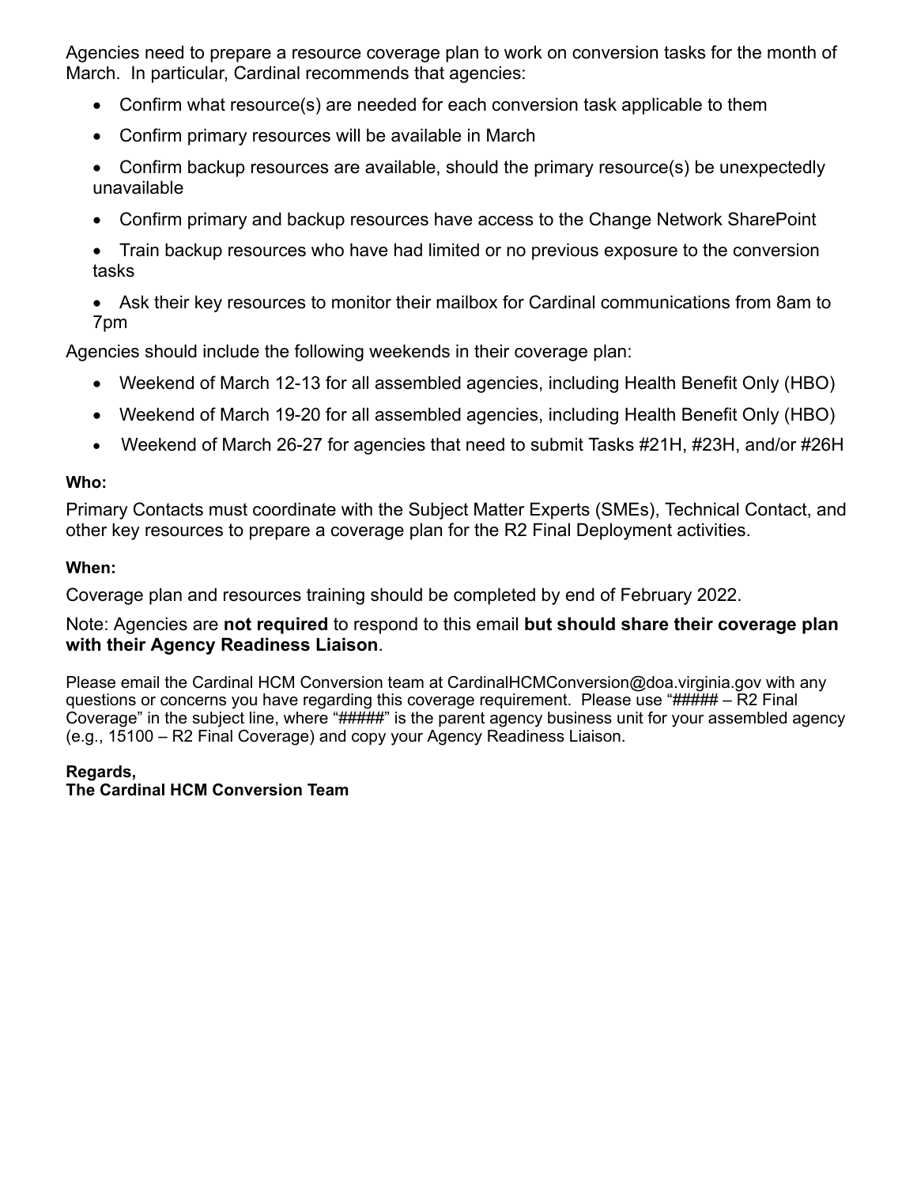Agencies need to prepare a resource coverage plan to work on conversion tasks for the month of March. In particular, Cardinal recommends that agencies:

- Confirm what resource(s) are needed for each conversion task applicable to them
- Confirm primary resources will be available in March
- Confirm backup resources are available, should the primary resource(s) be unexpectedly unavailable
- Confirm primary and backup resources have access to the Change Network SharePoint
- Train backup resources who have had limited or no previous exposure to the conversion tasks
- Ask their key resources to monitor their mailbox for Cardinal communications from 8am to 7pm

Agencies should include the following weekends in their coverage plan:

- Weekend of March 12-13 for all assembled agencies, including Health Benefit Only (HBO)
- Weekend of March 19-20 for all assembled agencies, including Health Benefit Only (HBO)
- Weekend of March 26-27 for agencies that need to submit Tasks #21H, #23H, and/or #26H

**Who:**

Primary Contacts must coordinate with the Subject Matter Experts (SMEs), Technical Contact, and other key resources to prepare a coverage plan for the R2 Final Deployment activities.

**When:**

Coverage plan and resources training should be completed by end of February 2022.

Note: Agencies are **not required** to respond to this email **but should share their coverage plan with their Agency Readiness Liaison**.

Please email the Cardinal HCM Conversion team at CardinalHCMConversion@doa.virginia.gov with any questions or concerns you have regarding this coverage requirement. Please use "##### – R2 Final Coverage" in the subject line, where "#####" is the parent agency business unit for your assembled agency (e.g., 15100 – R2 Final Coverage) and copy your Agency Readiness Liaison.

**Regards,**
**The Cardinal HCM Conversion Team**